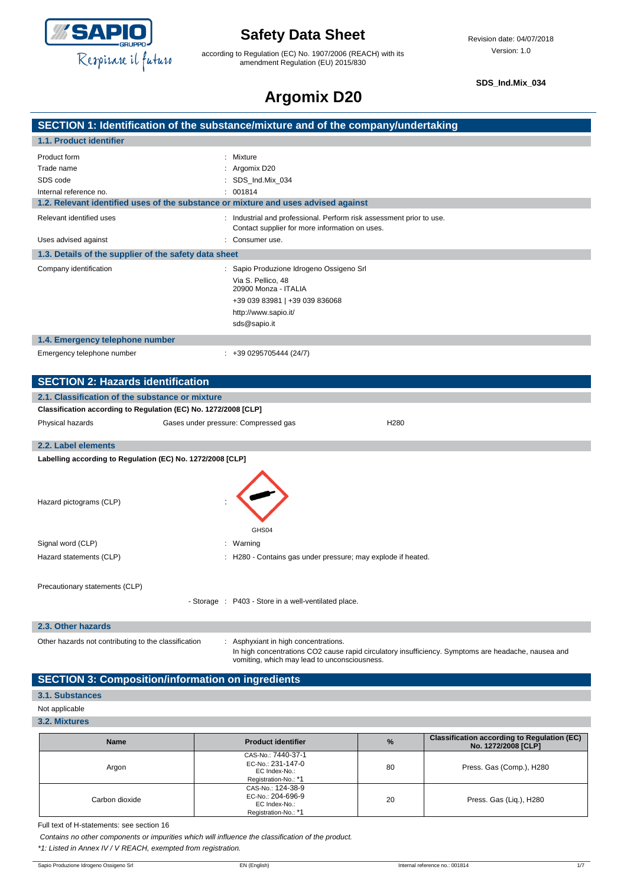# Safety Data Sheet

according to Regulation (EC) No. 1907/2006 (REACH) with its amendment Regulation (EU) 2015/830

Revision date: 04/07/2018
Version: 1.0

**SDS_Ind.Mix_034**

# Argomix D20

## SECTION 1: Identification of the substance/mixture and of the company/undertaking

### 1.1. Product identifier

| | |
|---|---|
| Product form | : Mixture |
| Trade name | : Argomix D20 |
| SDS code | : SDS_Ind.Mix_034 |
| Internal reference no. | : 001814 |

### 1.2. Relevant identified uses of the substance or mixture and uses advised against

| | |
|---|---|
| Relevant identified uses | : Industrial and professional. Perform risk assessment prior to use. Contact supplier for more information on uses. |
| Uses advised against | : Consumer use. |

### 1.3. Details of the supplier of the safety data sheet

Company identification : Sapio Produzione Idrogeno Ossigeno Srl
Via S. Pellico, 48
20900 Monza - ITALIA
+39 039 83981 | +39 039 836068
http://www.sapio.it/
sds@sapio.it

### 1.4. Emergency telephone number

Emergency telephone number : +39 0295705444 (24/7)

## SECTION 2: Hazards identification

### 2.1. Classification of the substance or mixture

**Classification according to Regulation (EC) No. 1272/2008 [CLP]**

| | | |
|---|---|---|
| Physical hazards | Gases under pressure: Compressed gas | H280 |

### 2.2. Label elements

**Labelling according to Regulation (EC) No. 1272/2008 [CLP]**

Hazard pictograms (CLP) : GHS04

Signal word (CLP) : Warning

Hazard statements (CLP) : H280 - Contains gas under pressure; may explode if heated.

Precautionary statements (CLP)

- Storage : P403 - Store in a well-ventilated place.

### 2.3. Other hazards

Other hazards not contributing to the classification : Asphyxiant in high concentrations.
In high concentrations CO2 cause rapid circulatory insufficiency. Symptoms are headache, nausea and vomiting, which may lead to unconsciousness.

## SECTION 3: Composition/information on ingredients

### 3.1. Substances

Not applicable

### 3.2. Mixtures

| Name | Product identifier | % | Classification according to Regulation (EC) No. 1272/2008 [CLP] |
|---|---|---|---|
| Argon | CAS-No.: 7440-37-1<br>EC-No.: 231-147-0<br>EC Index-No.:<br>Registration-No.: *1 | 80 | Press. Gas (Comp.), H280 |
| Carbon dioxide | CAS-No.: 124-38-9<br>EC-No.: 204-696-9<br>EC Index-No.:<br>Registration-No.: *1 | 20 | Press. Gas (Liq.), H280 |

Full text of H-statements: see section 16

*Contains no other components or impurities which will influence the classification of the product.*

*\*1: Listed in Annex IV / V REACH, exempted from registration.*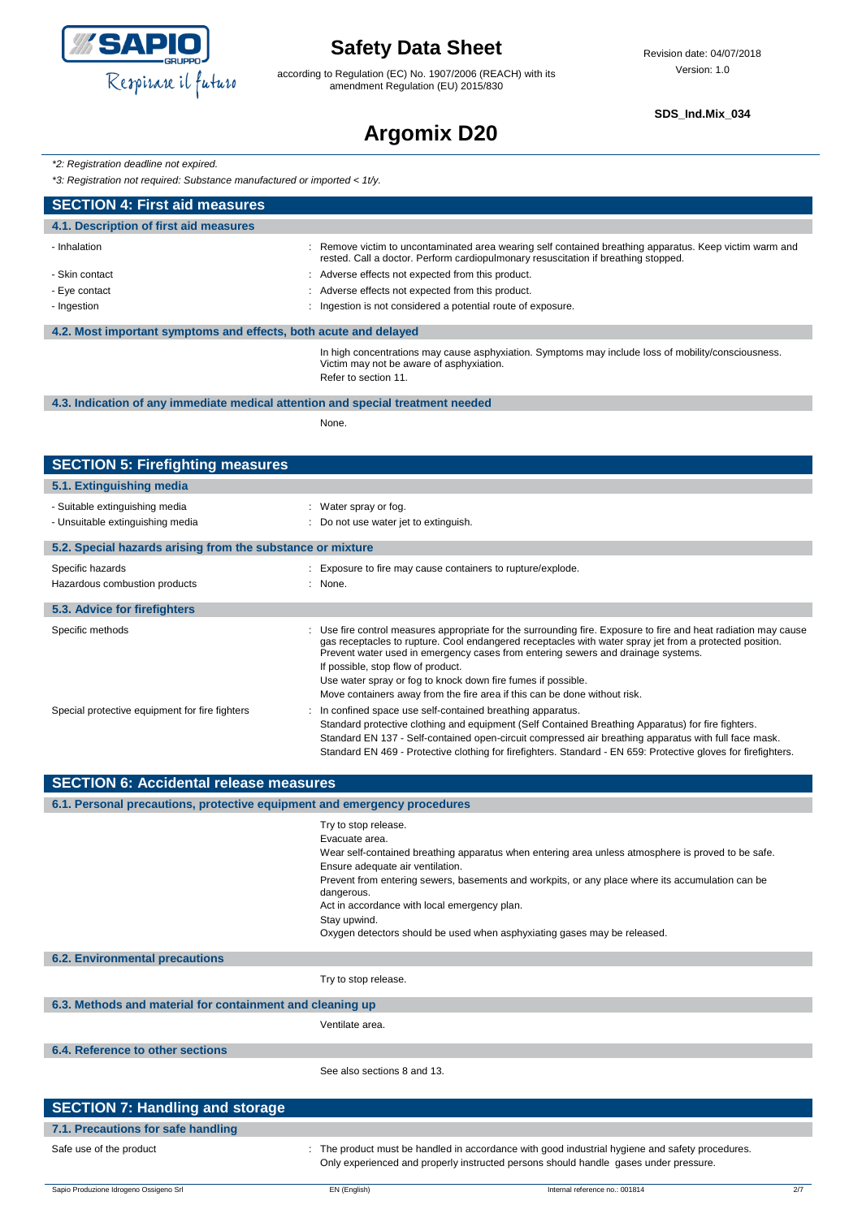*\*2: Registration deadline not expired.*

*\*3: Registration not required: Substance manufactured or imported < 1t/y.*

## SECTION 4: First aid measures

### 4.1. Description of first aid measures

- Inhalation : Remove victim to uncontaminated area wearing self contained breathing apparatus. Keep victim warm and rested. Call a doctor. Perform cardiopulmonary resuscitation if breathing stopped.
- Skin contact : Adverse effects not expected from this product.
- Eye contact : Adverse effects not expected from this product.
- Ingestion : Ingestion is not considered a potential route of exposure.

### 4.2. Most important symptoms and effects, both acute and delayed

In high concentrations may cause asphyxiation. Symptoms may include loss of mobility/consciousness. Victim may not be aware of asphyxiation.
Refer to section 11.

### 4.3. Indication of any immediate medical attention and special treatment needed

None.

## SECTION 5: Firefighting measures

### 5.1. Extinguishing media

- Suitable extinguishing media : Water spray or fog.
- Unsuitable extinguishing media : Do not use water jet to extinguish.

### 5.2. Special hazards arising from the substance or mixture

Specific hazards : Exposure to fire may cause containers to rupture/explode.

Hazardous combustion products : None.

### 5.3. Advice for firefighters

Specific methods : Use fire control measures appropriate for the surrounding fire. Exposure to fire and heat radiation may cause gas receptacles to rupture. Cool endangered receptacles with water spray jet from a protected position. Prevent water used in emergency cases from entering sewers and drainage systems.
If possible, stop flow of product.
Use water spray or fog to knock down fire fumes if possible.
Move containers away from the fire area if this can be done without risk.

Special protective equipment for fire fighters : In confined space use self-contained breathing apparatus.
Standard protective clothing and equipment (Self Contained Breathing Apparatus) for fire fighters.
Standard EN 137 - Self-contained open-circuit compressed air breathing apparatus with full face mask.
Standard EN 469 - Protective clothing for firefighters. Standard - EN 659: Protective gloves for firefighters.

## SECTION 6: Accidental release measures

### 6.1. Personal precautions, protective equipment and emergency procedures

Try to stop release.
Evacuate area.
Wear self-contained breathing apparatus when entering area unless atmosphere is proved to be safe.
Ensure adequate air ventilation.
Prevent from entering sewers, basements and workpits, or any place where its accumulation can be dangerous.
Act in accordance with local emergency plan.
Stay upwind.
Oxygen detectors should be used when asphyxiating gases may be released.

### 6.2. Environmental precautions

Try to stop release.

### 6.3. Methods and material for containment and cleaning up

Ventilate area.

### 6.4. Reference to other sections

See also sections 8 and 13.

## SECTION 7: Handling and storage

### 7.1. Precautions for safe handling

Safe use of the product : The product must be handled in accordance with good industrial hygiene and safety procedures.
Only experienced and properly instructed persons should handle gases under pressure.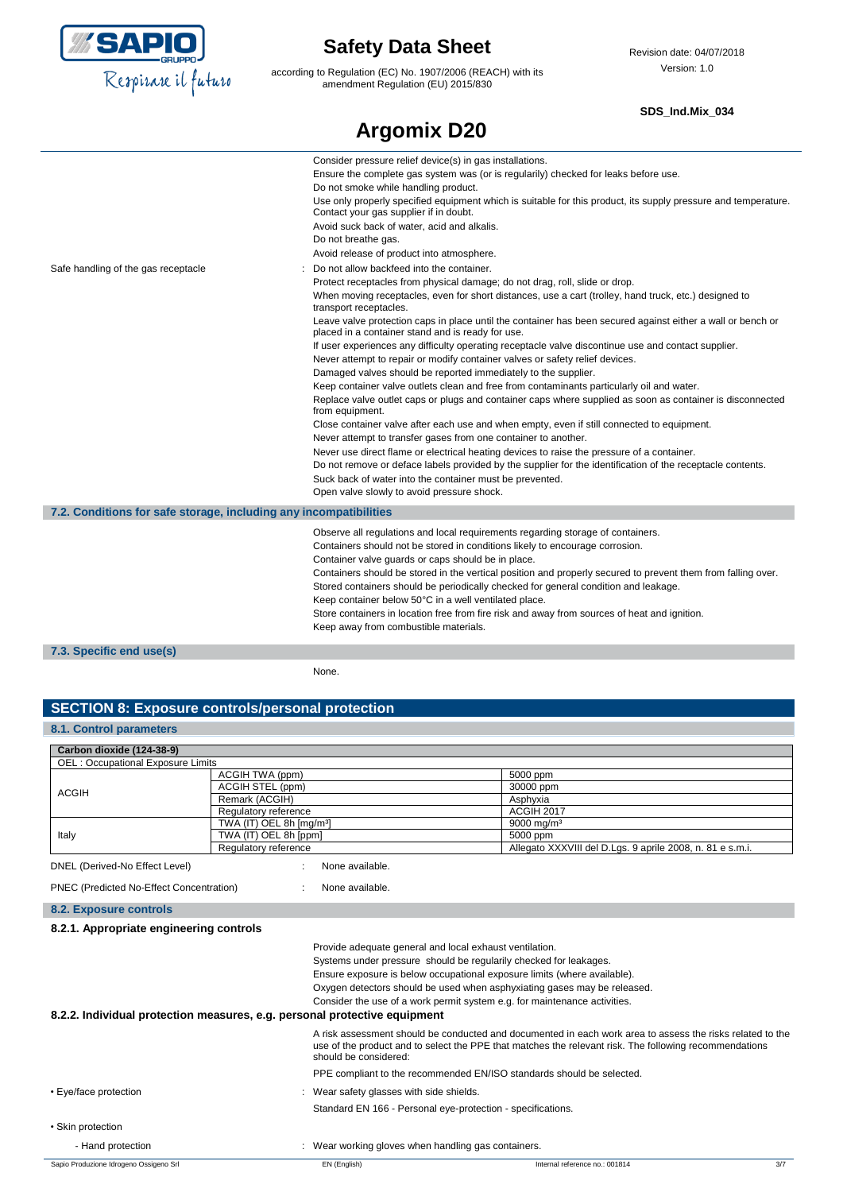Consider pressure relief device(s) in gas installations.
Ensure the complete gas system was (or is regularily) checked for leaks before use.
Do not smoke while handling product.
Use only properly specified equipment which is suitable for this product, its supply pressure and temperature. Contact your gas supplier if in doubt.
Avoid suck back of water, acid and alkalis.
Do not breathe gas.
Avoid release of product into atmosphere.

Safe handling of the gas receptacle : Do not allow backfeed into the container.
Protect receptacles from physical damage; do not drag, roll, slide or drop.
When moving receptacles, even for short distances, use a cart (trolley, hand truck, etc.) designed to transport receptacles.
Leave valve protection caps in place until the container has been secured against either a wall or bench or placed in a container stand and is ready for use.
If user experiences any difficulty operating receptacle valve discontinue use and contact supplier.
Never attempt to repair or modify container valves or safety relief devices.
Damaged valves should be reported immediately to the supplier.
Keep container valve outlets clean and free from contaminants particularly oil and water.
Replace valve outlet caps or plugs and container caps where supplied as soon as container is disconnected from equipment.
Close container valve after each use and when empty, even if still connected to equipment.
Never attempt to transfer gases from one container to another.
Never use direct flame or electrical heating devices to raise the pressure of a container.
Do not remove or deface labels provided by the supplier for the identification of the receptacle contents.
Suck back of water into the container must be prevented.
Open valve slowly to avoid pressure shock.

### 7.2. Conditions for safe storage, including any incompatibilities

Observe all regulations and local requirements regarding storage of containers.
Containers should not be stored in conditions likely to encourage corrosion.
Container valve guards or caps should be in place.
Containers should be stored in the vertical position and properly secured to prevent them from falling over.
Stored containers should be periodically checked for general condition and leakage.
Keep container below 50°C in a well ventilated place.
Store containers in location free from fire risk and away from sources of heat and ignition.
Keep away from combustible materials.

### 7.3. Specific end use(s)

None.

## SECTION 8: Exposure controls/personal protection

### 8.1. Control parameters

| Carbon dioxide (124-38-9) | | |
|---|---|---|
| OEL : Occupational Exposure Limits | | |
| ACGIH | ACGIH TWA (ppm) | 5000 ppm |
| | ACGIH STEL (ppm) | 30000 ppm |
| | Remark (ACGIH) | Asphyxia |
| | Regulatory reference | ACGIH 2017 |
| Italy | TWA (IT) OEL 8h [mg/m³] | 9000 mg/m³ |
| | TWA (IT) OEL 8h [ppm] | 5000 ppm |
| | Regulatory reference | Allegato XXXVIII del D.Lgs. 9 aprile 2008, n. 81 e s.m.i. |

DNEL (Derived-No Effect Level) : None available.

PNEC (Predicted No-Effect Concentration) : None available.

### 8.2. Exposure controls

#### 8.2.1. Appropriate engineering controls

Provide adequate general and local exhaust ventilation.
Systems under pressure should be regularily checked for leakages.
Ensure exposure is below occupational exposure limits (where available).
Oxygen detectors should be used when asphyxiating gases may be released.
Consider the use of a work permit system e.g. for maintenance activities.

#### 8.2.2. Individual protection measures, e.g. personal protective equipment

A risk assessment should be conducted and documented in each work area to assess the risks related to the use of the product and to select the PPE that matches the relevant risk. The following recommendations should be considered:

PPE compliant to the recommended EN/ISO standards should be selected.

- Eye/face protection : Wear safety glasses with side shields.
  Standard EN 166 - Personal eye-protection - specifications.
- Skin protection
  - Hand protection : Wear working gloves when handling gas containers.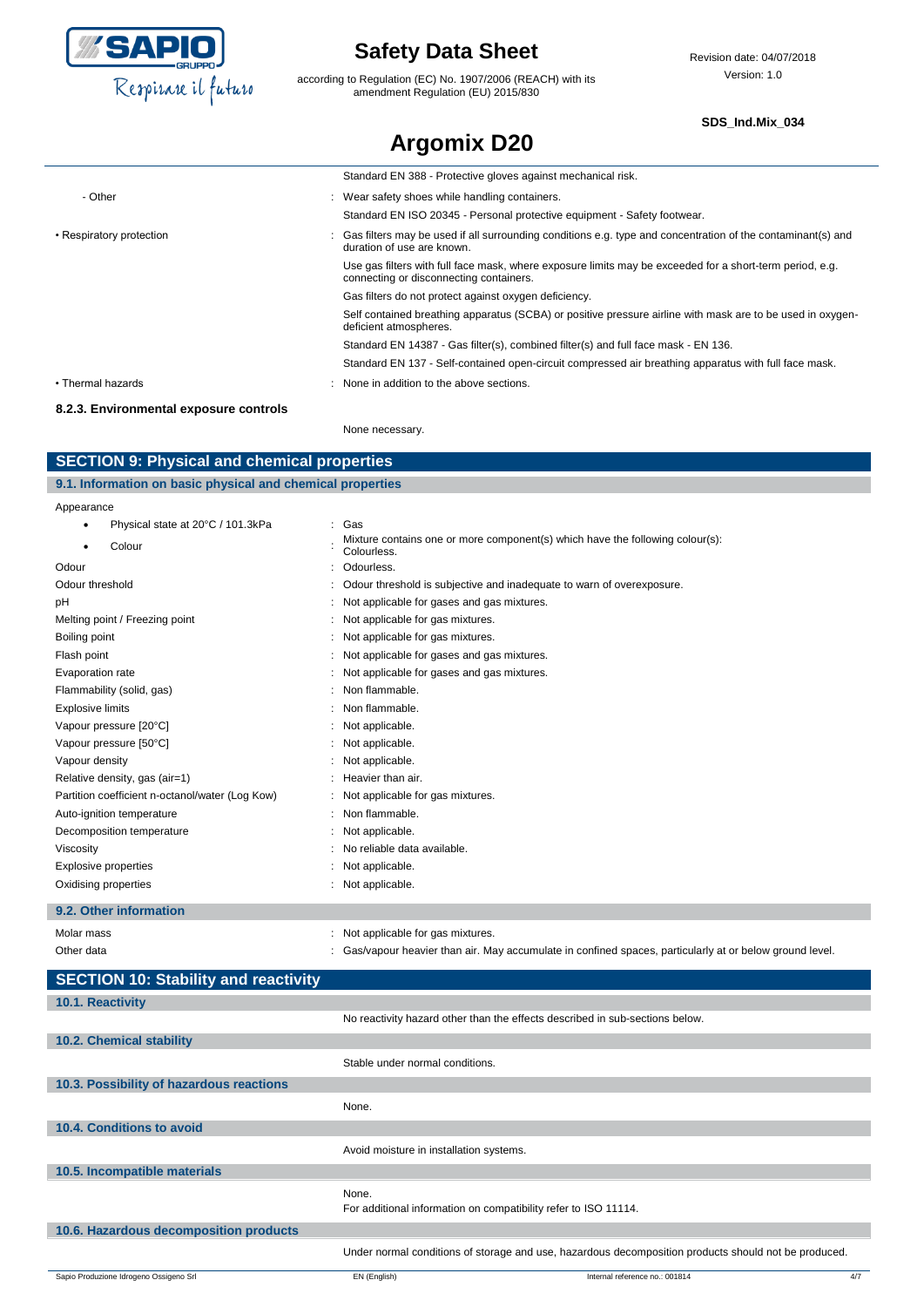| | |
|---|---|
| | Standard EN 388 - Protective gloves against mechanical risk. |
| - Other | : Wear safety shoes while handling containers. |
| | Standard EN ISO 20345 - Personal protective equipment - Safety footwear. |
| • Respiratory protection | : Gas filters may be used if all surrounding conditions e.g. type and concentration of the contaminant(s) and duration of use are known. |
| | Use gas filters with full face mask, where exposure limits may be exceeded for a short-term period, e.g. connecting or disconnecting containers. |
| | Gas filters do not protect against oxygen deficiency. |
| | Self contained breathing apparatus (SCBA) or positive pressure airline with mask are to be used in oxygen-deficient atmospheres. |
| | Standard EN 14387 - Gas filter(s), combined filter(s) and full face mask - EN 136. |
| | Standard EN 137 - Self-contained open-circuit compressed air breathing apparatus with full face mask. |
| • Thermal hazards | : None in addition to the above sections. |

#### 8.2.3. Environmental exposure controls

None necessary.

## SECTION 9: Physical and chemical properties

### 9.1. Information on basic physical and chemical properties

| | |
|---|---|
| Appearance | |
| • Physical state at 20°C / 101.3kPa | : Gas |
| • Colour | : Mixture contains one or more component(s) which have the following colour(s): Colourless. |
| Odour | : Odourless. |
| Odour threshold | : Odour threshold is subjective and inadequate to warn of overexposure. |
| pH | : Not applicable for gases and gas mixtures. |
| Melting point / Freezing point | : Not applicable for gas mixtures. |
| Boiling point | : Not applicable for gas mixtures. |
| Flash point | : Not applicable for gases and gas mixtures. |
| Evaporation rate | : Not applicable for gases and gas mixtures. |
| Flammability (solid, gas) | : Non flammable. |
| Explosive limits | : Non flammable. |
| Vapour pressure [20°C] | : Not applicable. |
| Vapour pressure [50°C] | : Not applicable. |
| Vapour density | : Not applicable. |
| Relative density, gas (air=1) | : Heavier than air. |
| Partition coefficient n-octanol/water (Log Kow) | : Not applicable for gas mixtures. |
| Auto-ignition temperature | : Non flammable. |
| Decomposition temperature | : Not applicable. |
| Viscosity | : No reliable data available. |
| Explosive properties | : Not applicable. |
| Oxidising properties | : Not applicable. |

### 9.2. Other information

| | |
|---|---|
| Molar mass | : Not applicable for gas mixtures. |
| Other data | : Gas/vapour heavier than air. May accumulate in confined spaces, particularly at or below ground level. |

## SECTION 10: Stability and reactivity

### 10.1. Reactivity

No reactivity hazard other than the effects described in sub-sections below.

### 10.2. Chemical stability

Stable under normal conditions.

### 10.3. Possibility of hazardous reactions

None.

### 10.4. Conditions to avoid

Avoid moisture in installation systems.

### 10.5. Incompatible materials

None.
For additional information on compatibility refer to ISO 11114.

### 10.6. Hazardous decomposition products

Under normal conditions of storage and use, hazardous decomposition products should not be produced.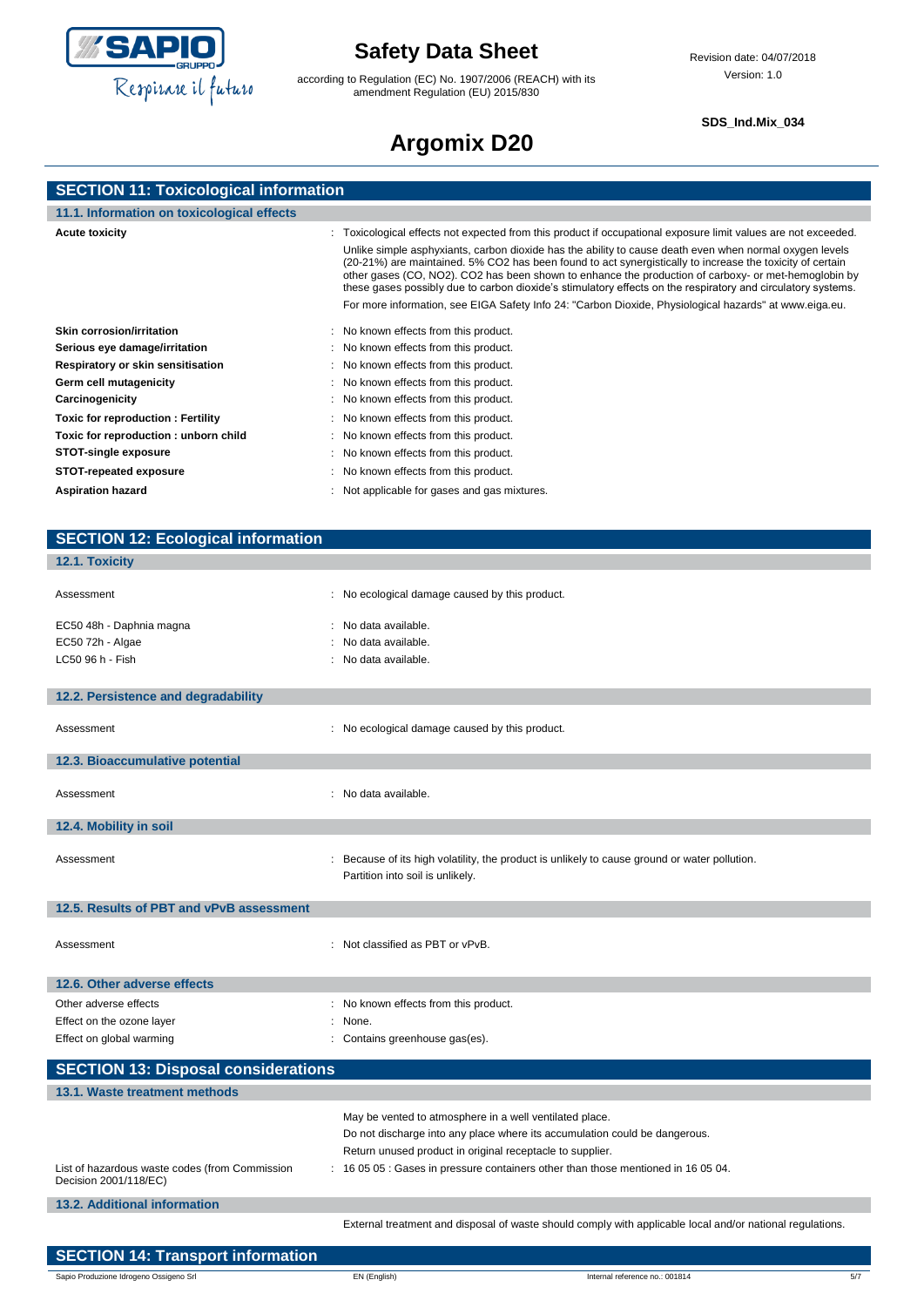## SECTION 11: Toxicological information

### 11.1. Information on toxicological effects

**Acute toxicity** : Toxicological effects not expected from this product if occupational exposure limit values are not exceeded.

Unlike simple asphyxiants, carbon dioxide has the ability to cause death even when normal oxygen levels (20-21%) are maintained. 5% $CO_2$ has been found to act synergistically to increase the toxicity of certain other gases (CO, $NO_2$). $CO_2$ has been shown to enhance the production of carboxy- or met-hemoglobin by these gases possibly due to carbon dioxide's stimulatory effects on the respiratory and circulatory systems.

For more information, see EIGA Safety Info 24: "Carbon Dioxide, Physiological hazards" at www.eiga.eu.

**Skin corrosion/irritation** : No known effects from this product.
**Serious eye damage/irritation** : No known effects from this product.
**Respiratory or skin sensitisation** : No known effects from this product.
**Germ cell mutagenicity** : No known effects from this product.
**Carcinogenicity** : No known effects from this product.
**Toxic for reproduction : Fertility** : No known effects from this product.
**Toxic for reproduction : unborn child** : No known effects from this product.
**STOT-single exposure** : No known effects from this product.
**STOT-repeated exposure** : No known effects from this product.
**Aspiration hazard** : Not applicable for gases and gas mixtures.

## SECTION 12: Ecological information

### 12.1. Toxicity

Assessment : No ecological damage caused by this product.

EC50 48h - Daphnia magna : No data available.
EC50 72h - Algae : No data available.
LC50 96 h - Fish : No data available.

### 12.2. Persistence and degradability

Assessment : No ecological damage caused by this product.

### 12.3. Bioaccumulative potential

Assessment : No data available.

### 12.4. Mobility in soil

Assessment : Because of its high volatility, the product is unlikely to cause ground or water pollution.
Partition into soil is unlikely.

### 12.5. Results of PBT and vPvB assessment

Assessment : Not classified as PBT or vPvB.

### 12.6. Other adverse effects

Other adverse effects : No known effects from this product.
Effect on the ozone layer : None.
Effect on global warming : Contains greenhouse gas(es).

## SECTION 13: Disposal considerations

### 13.1. Waste treatment methods

May be vented to atmosphere in a well ventilated place.
Do not discharge into any place where its accumulation could be dangerous.
Return unused product in original receptacle to supplier.

List of hazardous waste codes (from Commission Decision 2001/118/EC) : 16 05 05 : Gases in pressure containers other than those mentioned in 16 05 04.

### 13.2. Additional information

External treatment and disposal of waste should comply with applicable local and/or national regulations.

## SECTION 14: Transport information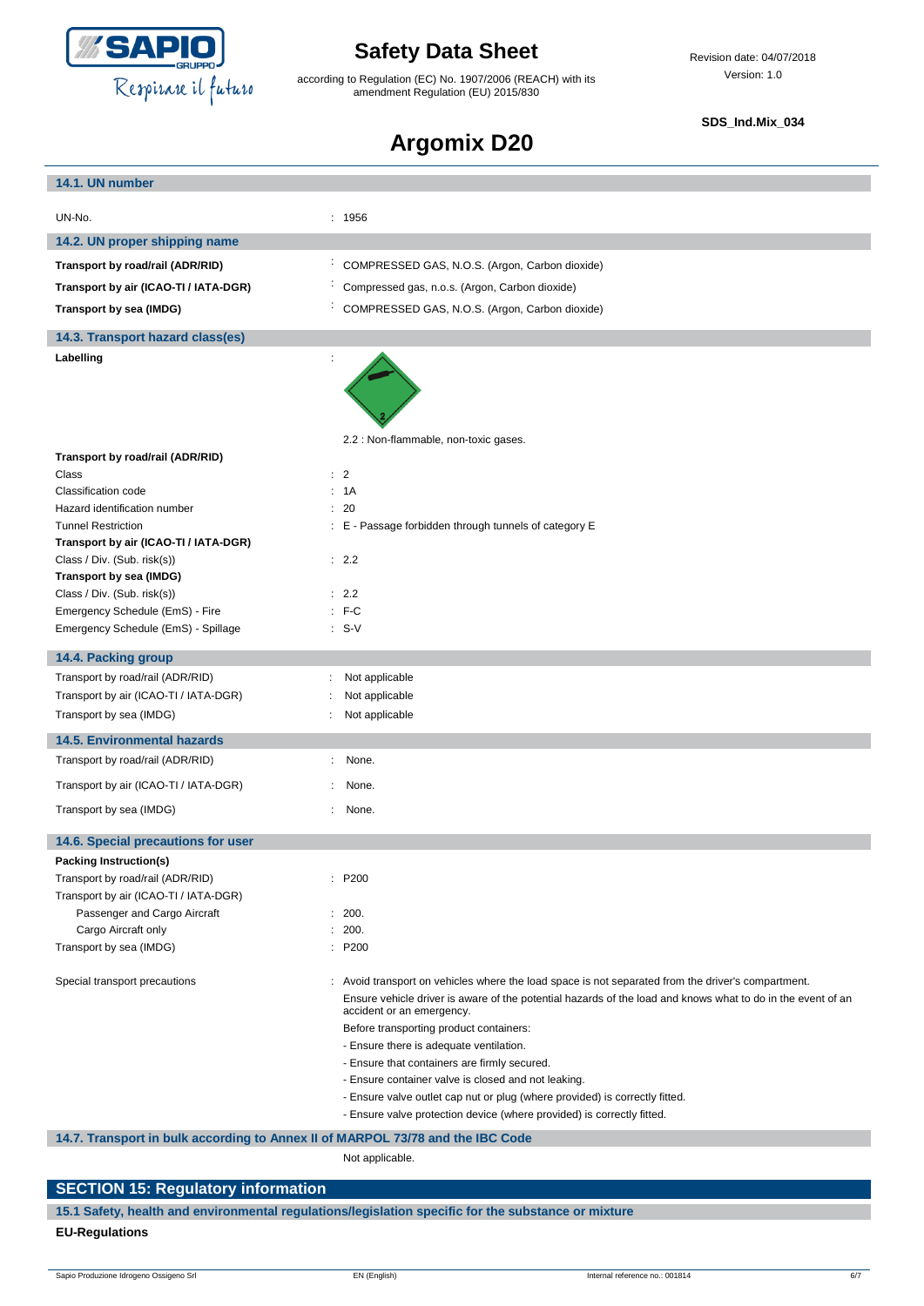### 14.1. UN number

UN-No. : 1956

### 14.2. UN proper shipping name

**Transport by road/rail (ADR/RID)** : COMPRESSED GAS, N.O.S. (Argon, Carbon dioxide)

**Transport by air (ICAO-TI / IATA-DGR)** : Compressed gas, n.o.s. (Argon, Carbon dioxide)

**Transport by sea (IMDG)** : COMPRESSED GAS, N.O.S. (Argon, Carbon dioxide)

### 14.3. Transport hazard class(es)

**Labelling** :

2.2 : Non-flammable, non-toxic gases.

**Transport by road/rail (ADR/RID)**

Class : 2

Classification code : 1A

Hazard identification number : 20

Tunnel Restriction : E - Passage forbidden through tunnels of category E

**Transport by air (ICAO-TI / IATA-DGR)**

Class / Div. (Sub. risk(s)) : 2.2

**Transport by sea (IMDG)**

Class / Div. (Sub. risk(s)) : 2.2

Emergency Schedule (EmS) - Fire : F-C

Emergency Schedule (EmS) - Spillage : S-V

### 14.4. Packing group

Transport by road/rail (ADR/RID) : Not applicable

Transport by air (ICAO-TI / IATA-DGR) : Not applicable

Transport by sea (IMDG) : Not applicable

### 14.5. Environmental hazards

Transport by road/rail (ADR/RID) : None.

Transport by air (ICAO-TI / IATA-DGR) : None.

Transport by sea (IMDG) : None.

### 14.6. Special precautions for user

**Packing Instruction(s)**

Transport by road/rail (ADR/RID) : P200

Transport by air (ICAO-TI / IATA-DGR)

Passenger and Cargo Aircraft : 200.

Cargo Aircraft only : 200.

Transport by sea (IMDG) : P200

Special transport precautions : Avoid transport on vehicles where the load space is not separated from the driver's compartment.

Ensure vehicle driver is aware of the potential hazards of the load and knows what to do in the event of an accident or an emergency.

Before transporting product containers:

- Ensure there is adequate ventilation.
- Ensure that containers are firmly secured.
- Ensure container valve is closed and not leaking.
- Ensure valve outlet cap nut or plug (where provided) is correctly fitted.
- Ensure valve protection device (where provided) is correctly fitted.

### 14.7. Transport in bulk according to Annex II of MARPOL 73/78 and the IBC Code

Not applicable.

## SECTION 15: Regulatory information

### 15.1 Safety, health and environmental regulations/legislation specific for the substance or mixture

**EU-Regulations**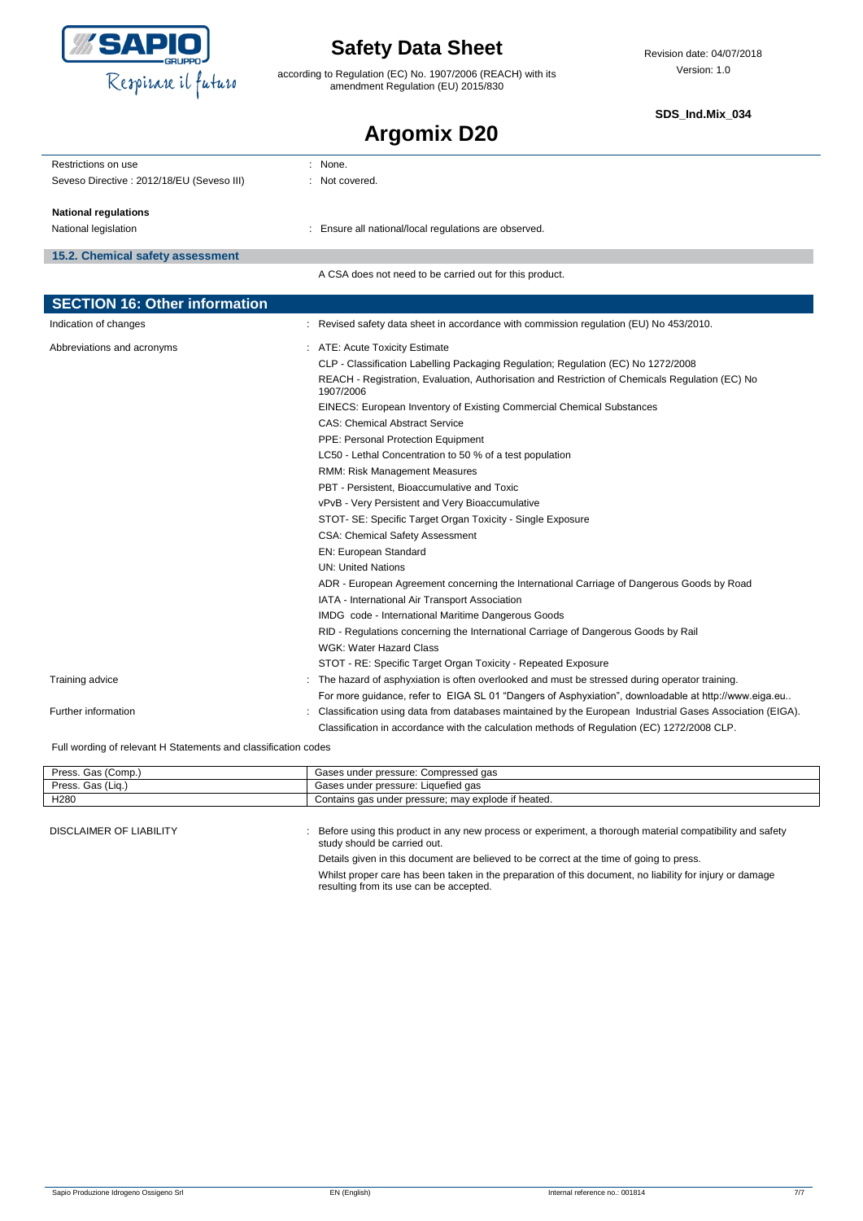| | |
|---|---|
| Restrictions on use | : None. |
| Seveso Directive : 2012/18/EU (Seveso III) | : Not covered. |

**National regulations**

| | |
|---|---|
| National legislation | : Ensure all national/local regulations are observed. |

### 15.2. Chemical safety assessment

A CSA does not need to be carried out for this product.

## SECTION 16: Other information

Indication of changes : Revised safety data sheet in accordance with commission regulation (EU) No 453/2010.

Abbreviations and acronyms :
- ATE: Acute Toxicity Estimate
- CLP - Classification Labelling Packaging Regulation; Regulation (EC) No 1272/2008
- REACH - Registration, Evaluation, Authorisation and Restriction of Chemicals Regulation (EC) No 1907/2006
- EINECS: European Inventory of Existing Commercial Chemical Substances
- CAS: Chemical Abstract Service
- PPE: Personal Protection Equipment
- LC50 - Lethal Concentration to 50 % of a test population
- RMM: Risk Management Measures
- PBT - Persistent, Bioaccumulative and Toxic
- vPvB - Very Persistent and Very Bioaccumulative
- STOT- SE: Specific Target Organ Toxicity - Single Exposure
- CSA: Chemical Safety Assessment
- EN: European Standard
- UN: United Nations
- ADR - European Agreement concerning the International Carriage of Dangerous Goods by Road
- IATA - International Air Transport Association
- IMDG code - International Maritime Dangerous Goods
- RID - Regulations concerning the International Carriage of Dangerous Goods by Rail
- WGK: Water Hazard Class
- STOT - RE: Specific Target Organ Toxicity - Repeated Exposure

Training advice : The hazard of asphyxiation is often overlooked and must be stressed during operator training.
For more guidance, refer to EIGA SL 01 "Dangers of Asphyxiation", downloadable at http://www.eiga.eu..

Further information : Classification using data from databases maintained by the European Industrial Gases Association (EIGA).
Classification in accordance with the calculation methods of Regulation (EC) 1272/2008 CLP.

Full wording of relevant H Statements and classification codes

| | |
|---|---|
| Press. Gas (Comp.) | Gases under pressure: Compressed gas |
| Press. Gas (Liq.) | Gases under pressure: Liquefied gas |
| H280 | Contains gas under pressure; may explode if heated. |

DISCLAIMER OF LIABILITY : Before using this product in any new process or experiment, a thorough material compatibility and safety study should be carried out.
Details given in this document are believed to be correct at the time of going to press.
Whilst proper care has been taken in the preparation of this document, no liability for injury or damage resulting from its use can be accepted.